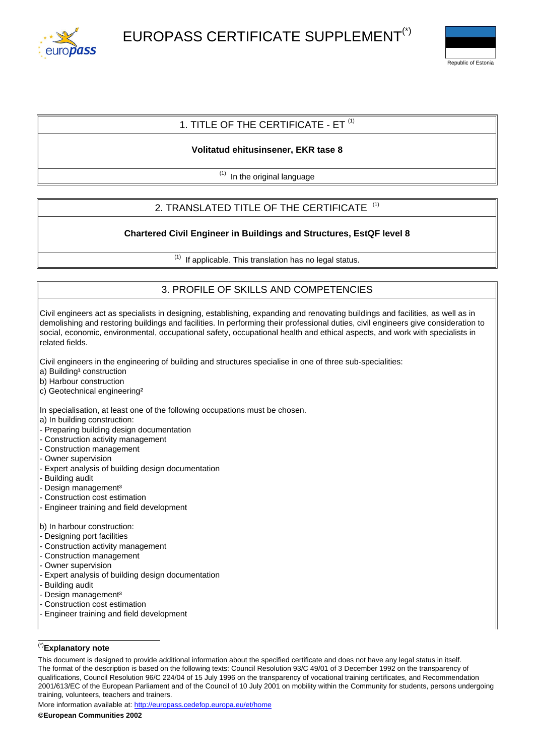# EUROPASS CERTIFICATE SUPPLEMENT[*]

Republic of Estonia

## 1. TITLE OF THE CERTIFICATE - ET [1]

**Volitatud ehitusinsener, EKR tase 8**

[1] In the original language

## 2. TRANSLATED TITLE OF THE CERTIFICATE [1]

**Chartered Civil Engineer in Buildings and Structures, EstQF level 8**

[1] If applicable. This translation has no legal status.

## 3. PROFILE OF SKILLS AND COMPETENCIES

Civil engineers act as specialists in designing, establishing, expanding and renovating buildings and facilities, as well as in demolishing and restoring buildings and facilities. In performing their professional duties, civil engineers give consideration to social, economic, environmental, occupational safety, occupational health and ethical aspects, and work with specialists in related fields.

Civil engineers in the engineering of building and structures specialise in one of three sub-specialities:
a) Building[1] construction
b) Harbour construction
c) Geotechnical engineering[2]

In specialisation, at least one of the following occupations must be chosen.
a) In building construction:
- Preparing building design documentation
- Construction activity management
- Construction management
- Owner supervision
- Expert analysis of building design documentation
- Building audit
- Design management[3]
- Construction cost estimation
- Engineer training and field development

b) In harbour construction:
- Designing port facilities
- Construction activity management
- Construction management
- Owner supervision
- Expert analysis of building design documentation
- Building audit
- Design management[3]
- Construction cost estimation
- Engineer training and field development

[*]**Explanatory note**

This document is designed to provide additional information about the specified certificate and does not have any legal status in itself. The format of the description is based on the following texts: Council Resolution 93/C 49/01 of 3 December 1992 on the transparency of qualifications, Council Resolution 96/C 224/04 of 15 July 1996 on the transparency of vocational training certificates, and Recommendation 2001/613/EC of the European Parliament and of the Council of 10 July 2001 on mobility within the Community for students, persons undergoing training, volunteers, teachers and trainers.

More information available at: http://europass.cedefop.europa.eu/et/home

**©European Communities 2002**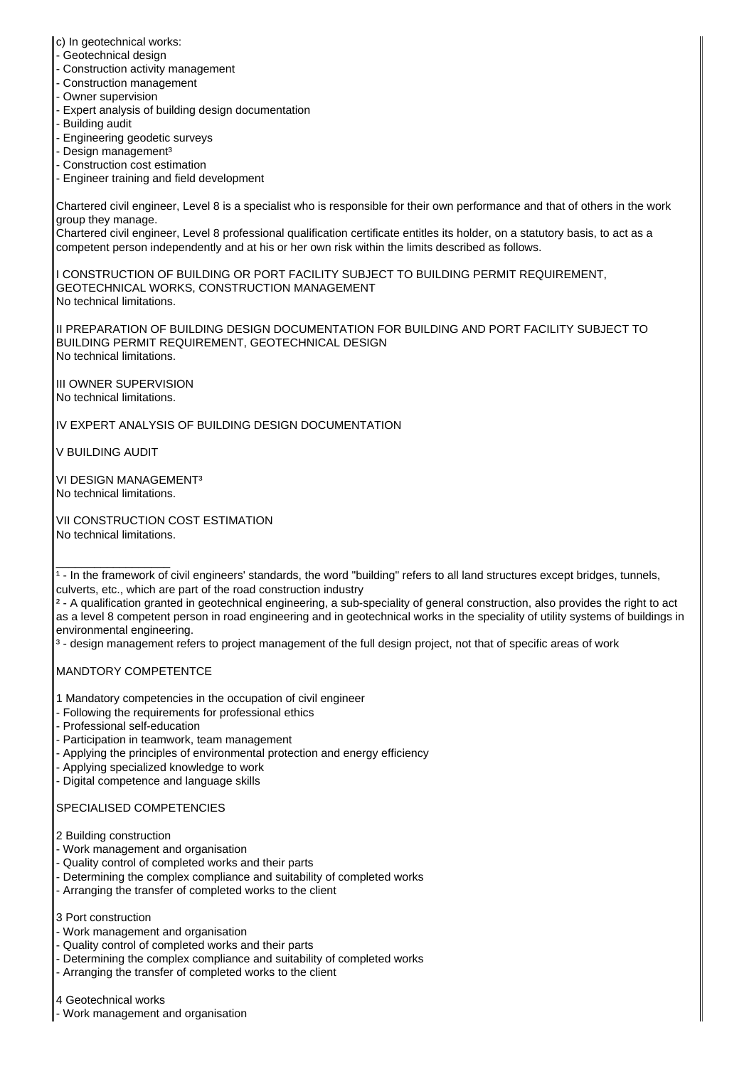c) In geotechnical works:
- Geotechnical design
- Construction activity management
- Construction management
- Owner supervision
- Expert analysis of building design documentation
- Building audit
- Engineering geodetic surveys
- Design management[3]
- Construction cost estimation
- Engineer training and field development

Chartered civil engineer, Level 8 is a specialist who is responsible for their own performance and that of others in the work group they manage.
Chartered civil engineer, Level 8 professional qualification certificate entitles its holder, on a statutory basis, to act as a competent person independently and at his or her own risk within the limits described as follows.

I CONSTRUCTION OF BUILDING OR PORT FACILITY SUBJECT TO BUILDING PERMIT REQUIREMENT, GEOTECHNICAL WORKS, CONSTRUCTION MANAGEMENT
No technical limitations.

II PREPARATION OF BUILDING DESIGN DOCUMENTATION FOR BUILDING AND PORT FACILITY SUBJECT TO BUILDING PERMIT REQUIREMENT, GEOTECHNICAL DESIGN
No technical limitations.

III OWNER SUPERVISION
No technical limitations.

IV EXPERT ANALYSIS OF BUILDING DESIGN DOCUMENTATION

V BUILDING AUDIT

VI DESIGN MANAGEMENT[3]
No technical limitations.

VII CONSTRUCTION COST ESTIMATION
No technical limitations.

_________________

[1] - In the framework of civil engineers' standards, the word "building" refers to all land structures except bridges, tunnels, culverts, etc., which are part of the road construction industry
[2] - A qualification granted in geotechnical engineering, a sub-speciality of general construction, also provides the right to act as a level 8 competent person in road engineering and in geotechnical works in the speciality of utility systems of buildings in environmental engineering.
[3] - design management refers to project management of the full design project, not that of specific areas of work

MANDTORY COMPETENTCE

1 Mandatory competencies in the occupation of civil engineer
- Following the requirements for professional ethics
- Professional self-education
- Participation in teamwork, team management
- Applying the principles of environmental protection and energy efficiency
- Applying specialized knowledge to work
- Digital competence and language skills

SPECIALISED COMPETENCIES

2 Building construction
- Work management and organisation
- Quality control of completed works and their parts
- Determining the complex compliance and suitability of completed works
- Arranging the transfer of completed works to the client

3 Port construction
- Work management and organisation
- Quality control of completed works and their parts
- Determining the complex compliance and suitability of completed works
- Arranging the transfer of completed works to the client

4 Geotechnical works
- Work management and organisation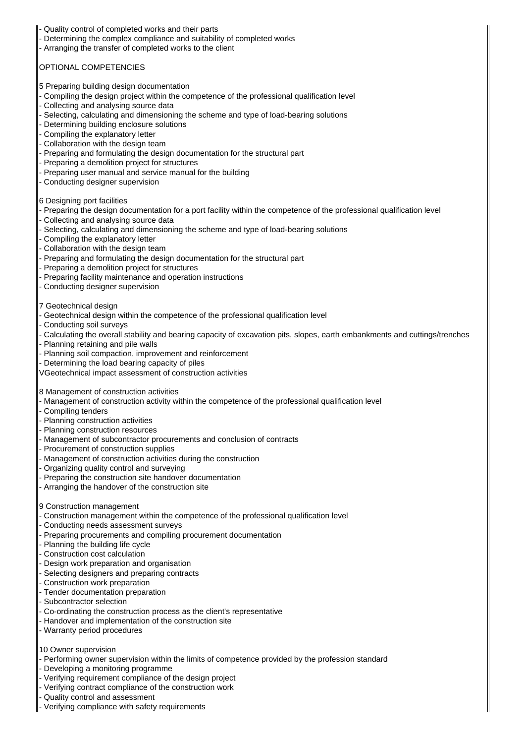- Quality control of completed works and their parts
- Determining the complex compliance and suitability of completed works
- Arranging the transfer of completed works to the client

OPTIONAL COMPETENCIES

5 Preparing building design documentation
- Compiling the design project within the competence of the professional qualification level
- Collecting and analysing source data
- Selecting, calculating and dimensioning the scheme and type of load-bearing solutions
- Determining building enclosure solutions
- Compiling the explanatory letter
- Collaboration with the design team
- Preparing and formulating the design documentation for the structural part
- Preparing a demolition project for structures
- Preparing user manual and service manual for the building
- Conducting designer supervision

6 Designing port facilities
- Preparing the design documentation for a port facility within the competence of the professional qualification level
- Collecting and analysing source data
- Selecting, calculating and dimensioning the scheme and type of load-bearing solutions
- Compiling the explanatory letter
- Collaboration with the design team
- Preparing and formulating the design documentation for the structural part
- Preparing a demolition project for structures
- Preparing facility maintenance and operation instructions
- Conducting designer supervision

7 Geotechnical design
- Geotechnical design within the competence of the professional qualification level
- Conducting soil surveys
- Calculating the overall stability and bearing capacity of excavation pits, slopes, earth embankments and cuttings/trenches
- Planning retaining and pile walls
- Planning soil compaction, improvement and reinforcement
- Determining the load bearing capacity of piles

VGeotechnical impact assessment of construction activities

8 Management of construction activities
- Management of construction activity within the competence of the professional qualification level
- Compiling tenders
- Planning construction activities
- Planning construction resources
- Management of subcontractor procurements and conclusion of contracts
- Procurement of construction supplies
- Management of construction activities during the construction
- Organizing quality control and surveying
- Preparing the construction site handover documentation
- Arranging the handover of the construction site

9 Construction management
- Construction management within the competence of the professional qualification level
- Conducting needs assessment surveys
- Preparing procurements and compiling procurement documentation
- Planning the building life cycle
- Construction cost calculation
- Design work preparation and organisation
- Selecting designers and preparing contracts
- Construction work preparation
- Tender documentation preparation
- Subcontractor selection
- Co-ordinating the construction process as the client's representative
- Handover and implementation of the construction site
- Warranty period procedures

10 Owner supervision
- Performing owner supervision within the limits of competence provided by the profession standard
- Developing a monitoring programme
- Verifying requirement compliance of the design project
- Verifying contract compliance of the construction work
- Quality control and assessment
- Verifying compliance with safety requirements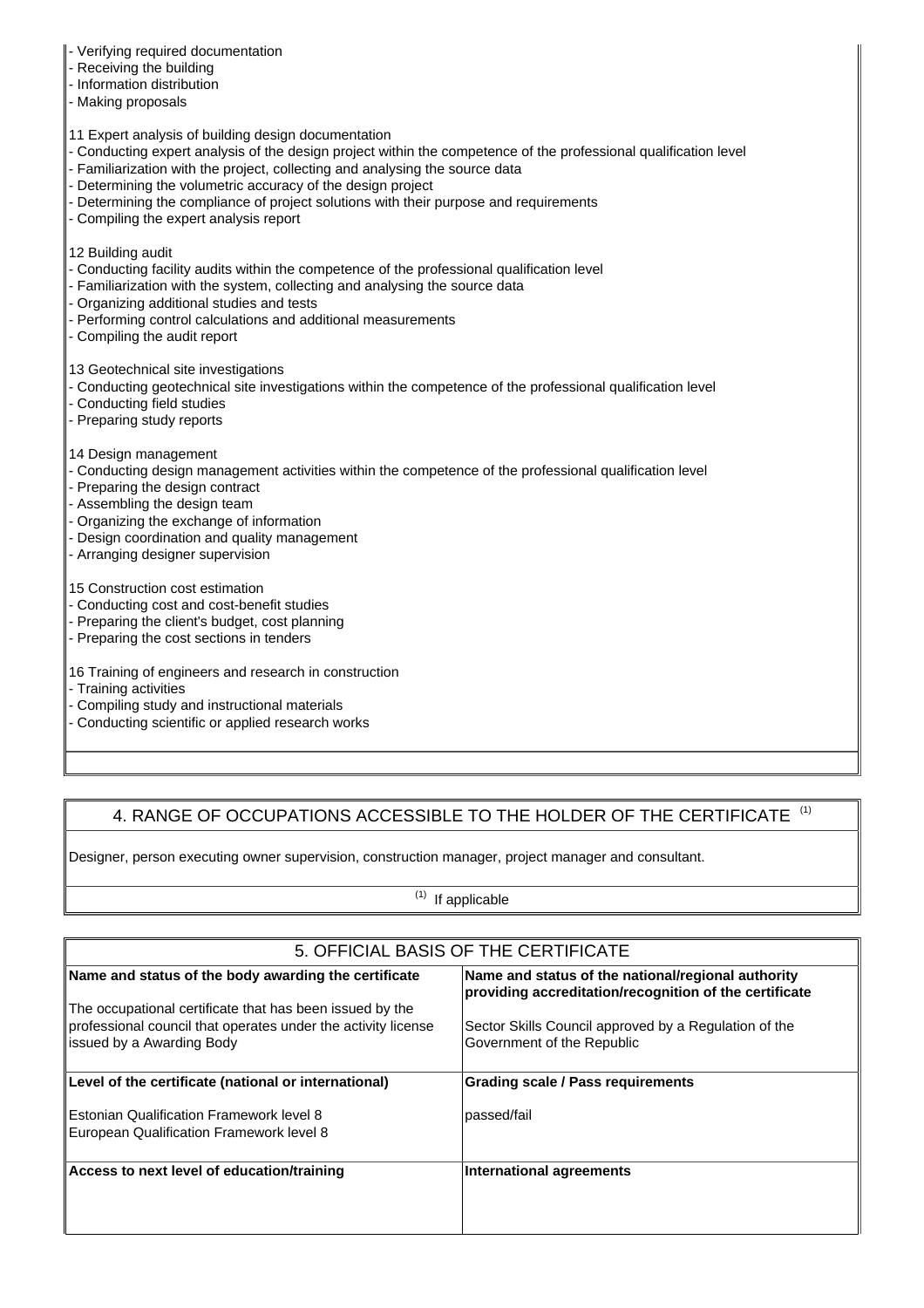- Verifying required documentation
- Receiving the building
- Information distribution
- Making proposals

11 Expert analysis of building design documentation
- Conducting expert analysis of the design project within the competence of the professional qualification level
- Familiarization with the project, collecting and analysing the source data
- Determining the volumetric accuracy of the design project
- Determining the compliance of project solutions with their purpose and requirements
- Compiling the expert analysis report

12 Building audit
- Conducting facility audits within the competence of the professional qualification level
- Familiarization with the system, collecting and analysing the source data
- Organizing additional studies and tests
- Performing control calculations and additional measurements
- Compiling the audit report

13 Geotechnical site investigations
- Conducting geotechnical site investigations within the competence of the professional qualification level
- Conducting field studies
- Preparing study reports

14 Design management
- Conducting design management activities within the competence of the professional qualification level
- Preparing the design contract
- Assembling the design team
- Organizing the exchange of information
- Design coordination and quality management
- Arranging designer supervision

15 Construction cost estimation
- Conducting cost and cost-benefit studies
- Preparing the client's budget, cost planning
- Preparing the cost sections in tenders

16 Training of engineers and research in construction
- Training activities
- Compiling study and instructional materials
- Conducting scientific or applied research works

## 4. RANGE OF OCCUPATIONS ACCESSIBLE TO THE HOLDER OF THE CERTIFICATE [1]

Designer, person executing owner supervision, construction manager, project manager and consultant.

[1] If applicable

## 5. OFFICIAL BASIS OF THE CERTIFICATE

| **Name and status of the body awarding the certificate** | **Name and status of the national/regional authority providing accreditation/recognition of the certificate** |
|---|---|
| The occupational certificate that has been issued by the professional council that operates under the activity license issued by a Awarding Body | Sector Skills Council approved by a Regulation of the Government of the Republic |
| **Level of the certificate (national or international)** | **Grading scale / Pass requirements** |
| Estonian Qualification Framework level 8<br>European Qualification Framework level 8 | passed/fail |
| **Access to next level of education/training** | **International agreements** |
| | |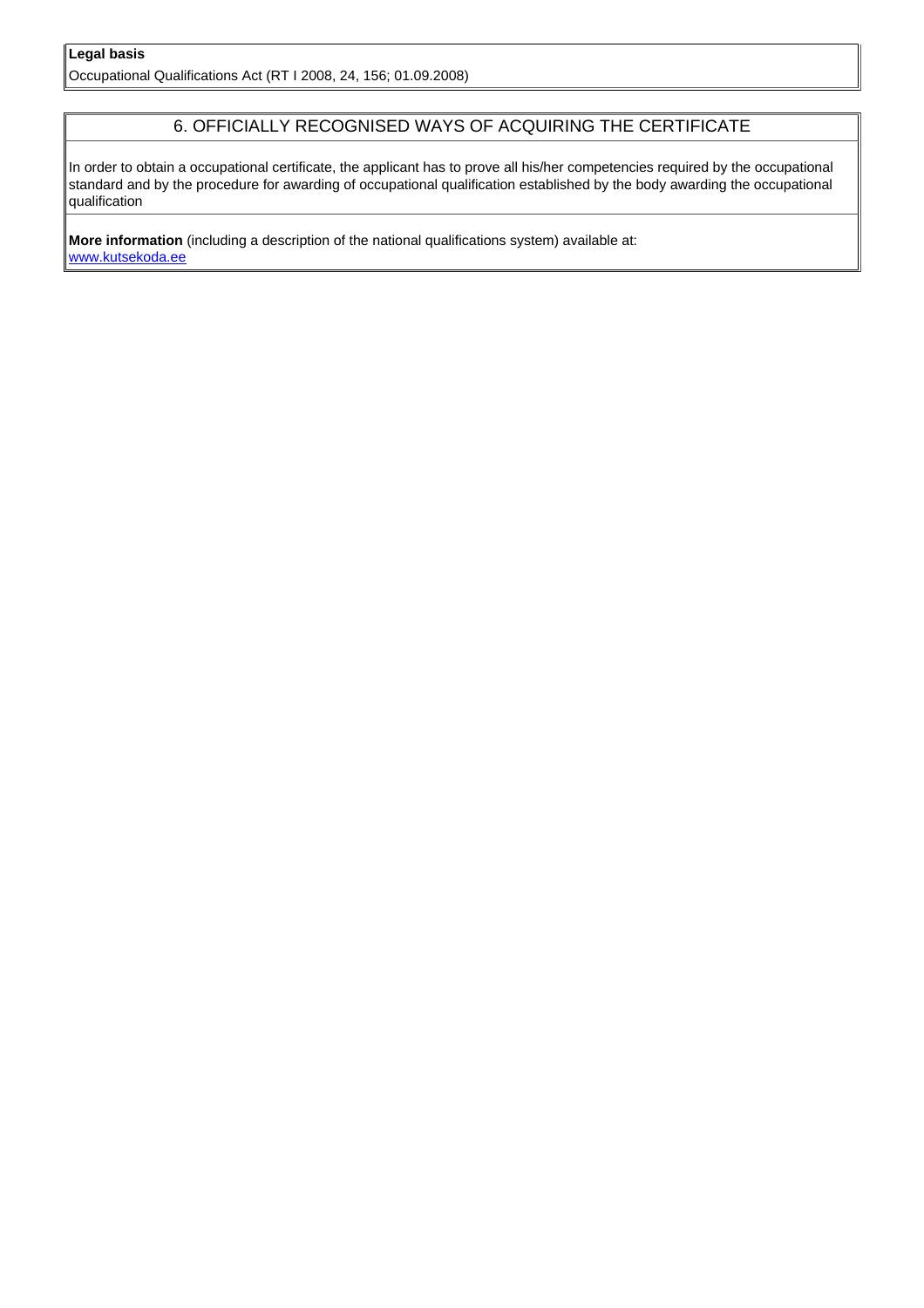**Legal basis**

Occupational Qualifications Act (RT I 2008, 24, 156; 01.09.2008)

## 6. OFFICIALLY RECOGNISED WAYS OF ACQUIRING THE CERTIFICATE

In order to obtain a occupational certificate, the applicant has to prove all his/her competencies required by the occupational standard and by the procedure for awarding of occupational qualification established by the body awarding the occupational qualification

**More information** (including a description of the national qualifications system) available at:
[www.kutsekoda.ee](http://www.kutsekoda.ee)